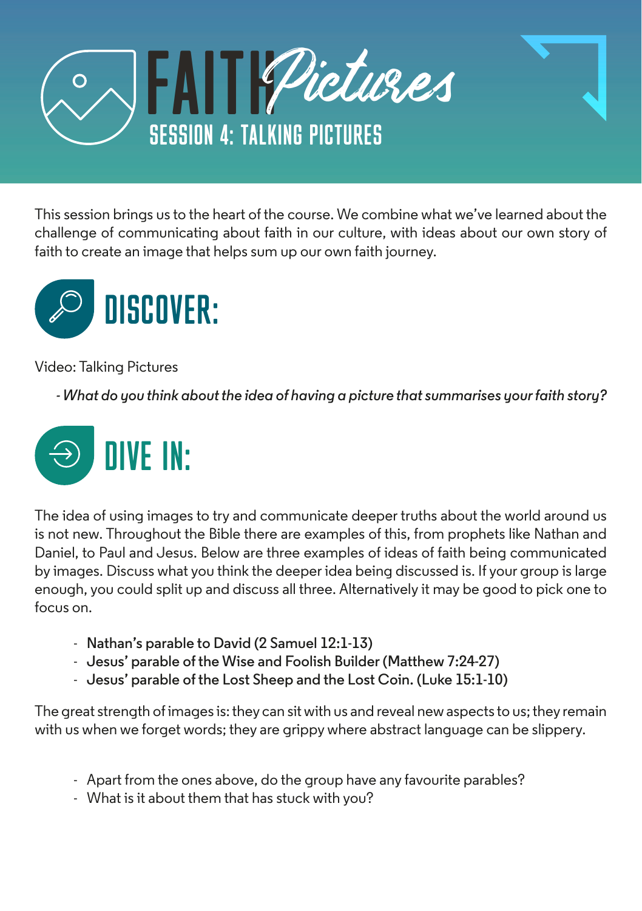# FAITH Pictures

## SESSION 4: TALKING PICTURES

This session brings us to the heart of the course. We combine what we've learned about the challenge of communicating about faith in our culture, with ideas about our own story of faith to create an image that helps sum up our own faith journey.

## DISCOVER:

Video: Talking Pictures

- *What do you think about the idea of having a picture that summarises your faith story?*

## DIVE IN:

The idea of using images to try and communicate deeper truths about the world around us is not new. Throughout the Bible there are examples of this, from prophets like Nathan and Daniel, to Paul and Jesus. Below are three examples of ideas of faith being communicated by images. Discuss what you think the deeper idea being discussed is. If your group is large enough, you could split up and discuss all three. Alternatively it may be good to pick one to focus on.

- Nathan's parable to David (2 Samuel 12:1-13)
- Jesus' parable of the Wise and Foolish Builder (Matthew 7:24-27)
- Jesus' parable of the Lost Sheep and the Lost Coin. (Luke 15:1-10)

The great strength of images is: they can sit with us and reveal new aspects to us; they remain with us when we forget words; they are grippy where abstract language can be slippery.

- Apart from the ones above, do the group have any favourite parables?
- What is it about them that has stuck with you?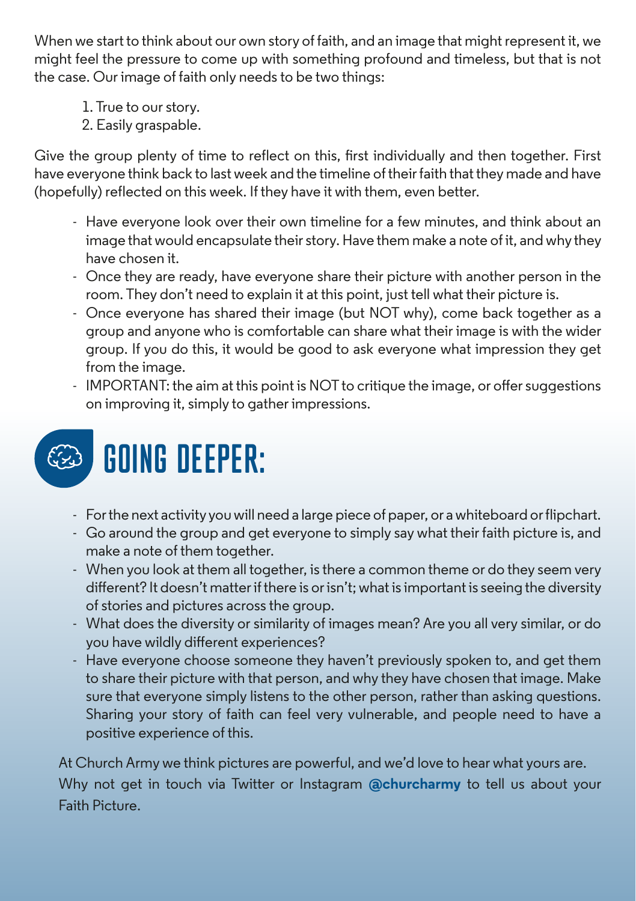When we start to think about our own story of faith, and an image that might represent it, we might feel the pressure to come up with something profound and timeless, but that is not the case. Our image of faith only needs to be two things:

1. True to our story.
2. Easily graspable.

Give the group plenty of time to reflect on this, first individually and then together. First have everyone think back to last week and the timeline of their faith that they made and have (hopefully) reflected on this week. If they have it with them, even better.

- Have everyone look over their own timeline for a few minutes, and think about an image that would encapsulate their story. Have them make a note of it, and why they have chosen it.
- Once they are ready, have everyone share their picture with another person in the room. They don't need to explain it at this point, just tell what their picture is.
- Once everyone has shared their image (but NOT why), come back together as a group and anyone who is comfortable can share what their image is with the wider group. If you do this, it would be good to ask everyone what impression they get from the image.
- IMPORTANT: the aim at this point is NOT to critique the image, or offer suggestions on improving it, simply to gather impressions.

# GOING DEEPER:

- For the next activity you will need a large piece of paper, or a whiteboard or flipchart.
- Go around the group and get everyone to simply say what their faith picture is, and make a note of them together.
- When you look at them all together, is there a common theme or do they seem very different? It doesn't matter if there is or isn't; what is important is seeing the diversity of stories and pictures across the group.
- What does the diversity or similarity of images mean? Are you all very similar, or do you have wildly different experiences?
- Have everyone choose someone they haven't previously spoken to, and get them to share their picture with that person, and why they have chosen that image. Make sure that everyone simply listens to the other person, rather than asking questions. Sharing your story of faith can feel very vulnerable, and people need to have a positive experience of this.

At Church Army we think pictures are powerful, and we'd love to hear what yours are. Why not get in touch via Twitter or Instagram **@churcharmy** to tell us about your Faith Picture.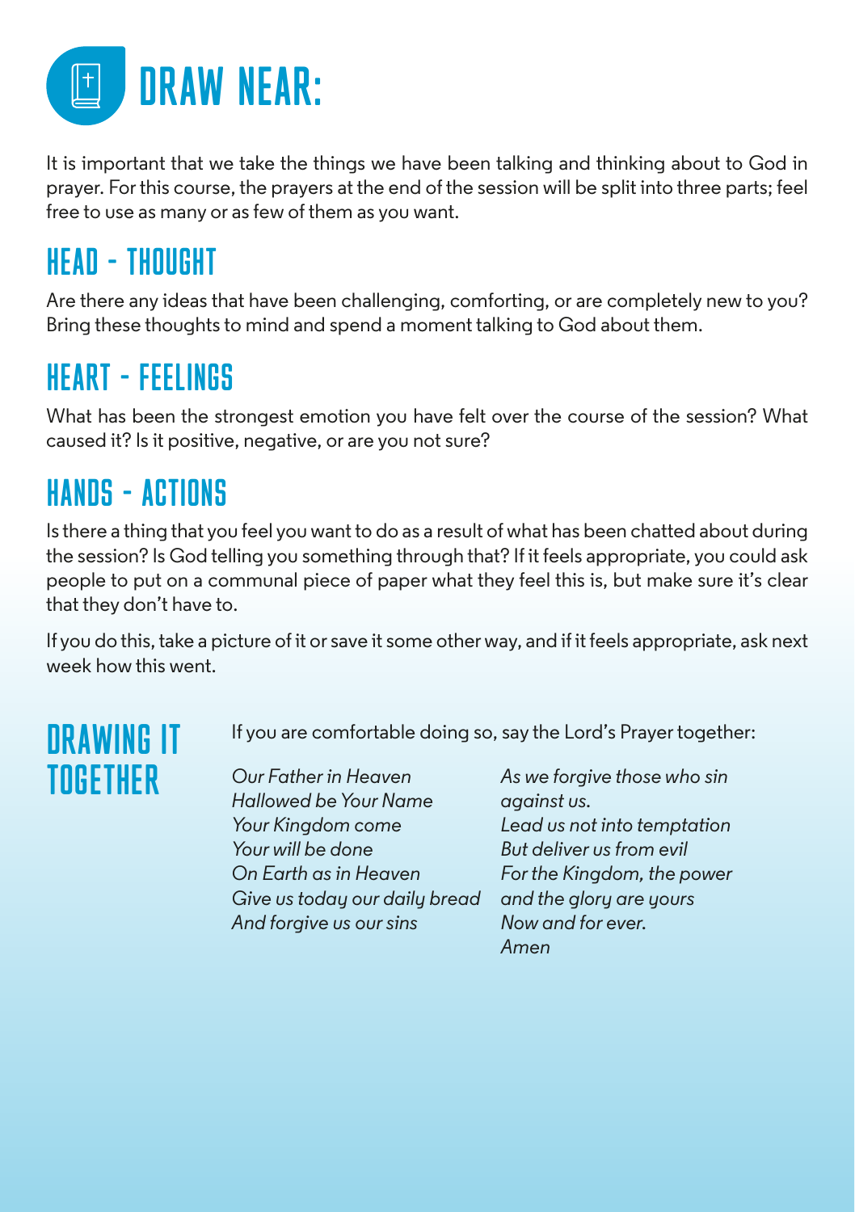# DRAW NEAR:

It is important that we take the things we have been talking and thinking about to God in prayer. For this course, the prayers at the end of the session will be split into three parts; feel free to use as many or as few of them as you want.

## HEAD - THOUGHT

Are there any ideas that have been challenging, comforting, or are completely new to you? Bring these thoughts to mind and spend a moment talking to God about them.

## HEART - FEELINGS

What has been the strongest emotion you have felt over the course of the session? What caused it? Is it positive, negative, or are you not sure?

## HANDS - ACTIONS

Is there a thing that you feel you want to do as a result of what has been chatted about during the session? Is God telling you something through that? If it feels appropriate, you could ask people to put on a communal piece of paper what they feel this is, but make sure it's clear that they don't have to.

If you do this, take a picture of it or save it some other way, and if it feels appropriate, ask next week how this went.

## DRAWING IT TOGETHER

If you are comfortable doing so, say the Lord's Prayer together:

*Our Father in Heaven*
*Hallowed be Your Name*
*Your Kingdom come*
*Your will be done*
*On Earth as in Heaven*
*Give us today our daily bread*
*And forgive us our sins*
*As we forgive those who sin against us.*
*Lead us not into temptation*
*But deliver us from evil*
*For the Kingdom, the power and the glory are yours*
*Now and for ever.*
*Amen*